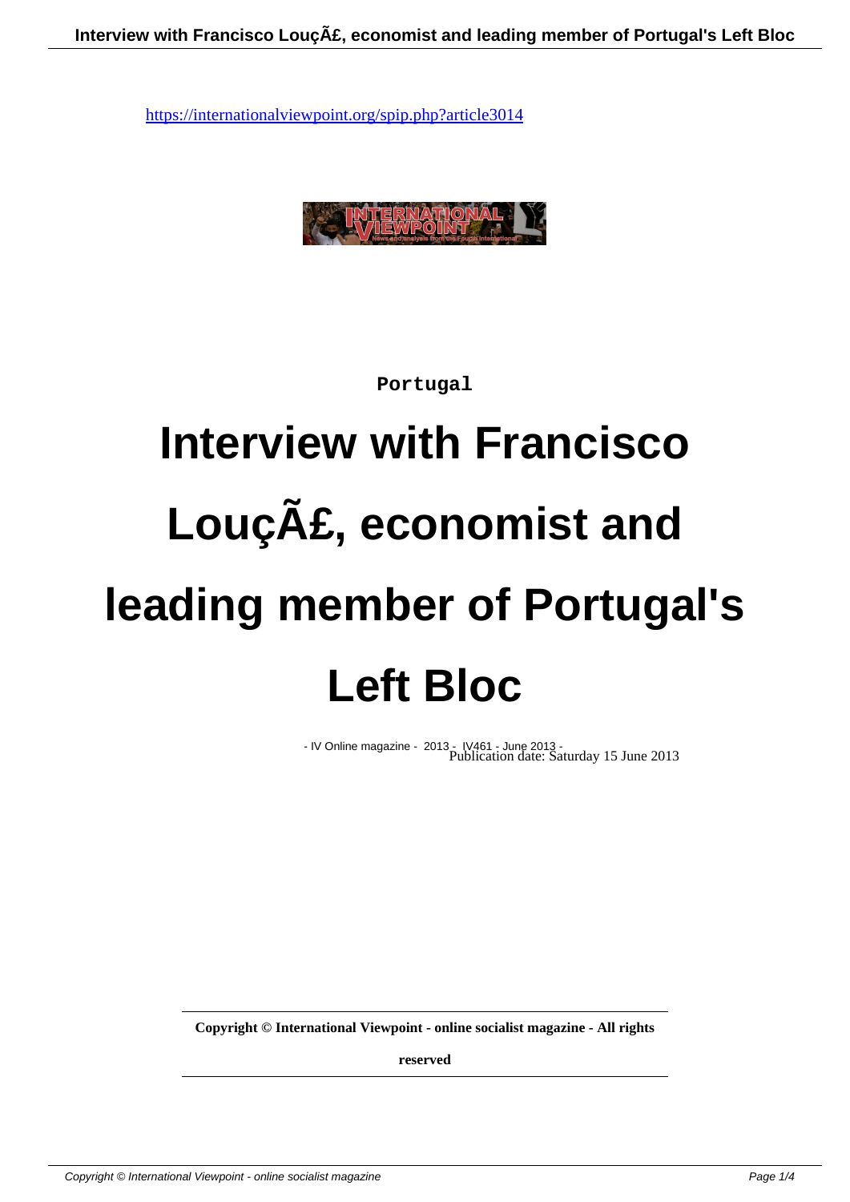https://internationalviewpoint.org/spip.php?article3014

Portugal

# Interview with Francisco LouçÃ£, economist and leading member of Portugal's Left Bloc

- IV Online magazine - 2013 - IV461 - June 2013 -
Publication date: Saturday 15 June 2013

**Copyright © International Viewpoint - online socialist magazine - All rights reserved**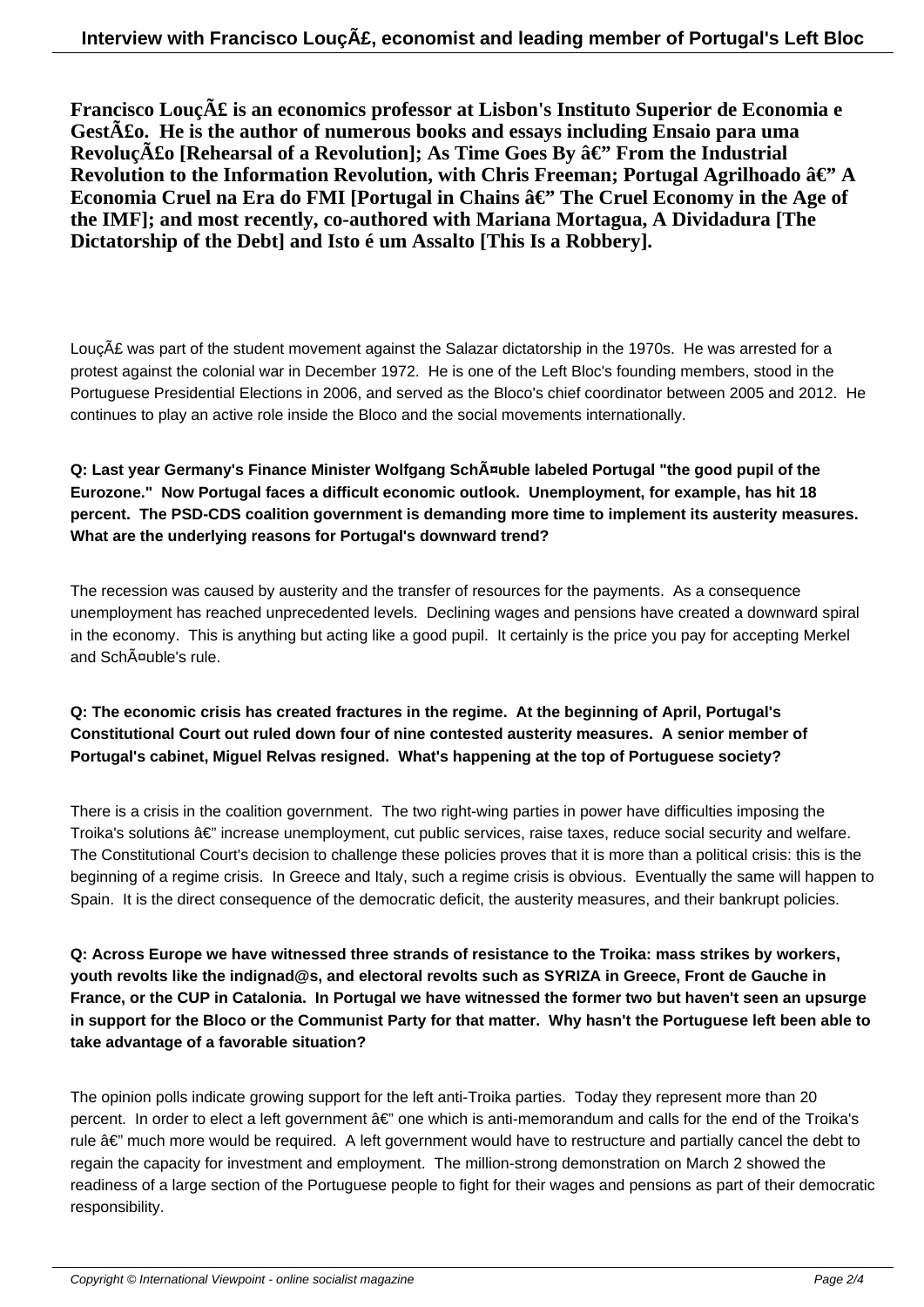**Francisco LouçÃ£ is an economics professor at Lisbon's Instituto Superior de Economia e GestÃ£o. He is the author of numerous books and essays including Ensaio para uma RevoluçÃ£o [Rehearsal of a Revolution]; As Time Goes By â€" From the Industrial Revolution to the Information Revolution, with Chris Freeman; Portugal Agrilhoado â€" A Economia Cruel na Era do FMI [Portugal in Chains â€" The Cruel Economy in the Age of the IMF]; and most recently, co-authored with Mariana Mortagua, A Dividadura [The Dictatorship of the Debt] and Isto é um Assalto [This Is a Robbery].**

LouçÃ£ was part of the student movement against the Salazar dictatorship in the 1970s. He was arrested for a protest against the colonial war in December 1972. He is one of the Left Bloc's founding members, stood in the Portuguese Presidential Elections in 2006, and served as the Bloco's chief coordinator between 2005 and 2012. He continues to play an active role inside the Bloco and the social movements internationally.

**Q: Last year Germany's Finance Minister Wolfgang SchÃ¤uble labeled Portugal "the good pupil of the Eurozone." Now Portugal faces a difficult economic outlook. Unemployment, for example, has hit 18 percent. The PSD-CDS coalition government is demanding more time to implement its austerity measures. What are the underlying reasons for Portugal's downward trend?**

The recession was caused by austerity and the transfer of resources for the payments. As a consequence unemployment has reached unprecedented levels. Declining wages and pensions have created a downward spiral in the economy. This is anything but acting like a good pupil. It certainly is the price you pay for accepting Merkel and SchÃ¤uble's rule.

**Q: The economic crisis has created fractures in the regime. At the beginning of April, Portugal's Constitutional Court out ruled down four of nine contested austerity measures. A senior member of Portugal's cabinet, Miguel Relvas resigned. What's happening at the top of Portuguese society?**

There is a crisis in the coalition government. The two right-wing parties in power have difficulties imposing the Troika's solutions â€" increase unemployment, cut public services, raise taxes, reduce social security and welfare. The Constitutional Court's decision to challenge these policies proves that it is more than a political crisis: this is the beginning of a regime crisis. In Greece and Italy, such a regime crisis is obvious. Eventually the same will happen to Spain. It is the direct consequence of the democratic deficit, the austerity measures, and their bankrupt policies.

**Q: Across Europe we have witnessed three strands of resistance to the Troika: mass strikes by workers, youth revolts like the indignad@s, and electoral revolts such as SYRIZA in Greece, Front de Gauche in France, or the CUP in Catalonia. In Portugal we have witnessed the former two but haven't seen an upsurge in support for the Bloco or the Communist Party for that matter. Why hasn't the Portuguese left been able to take advantage of a favorable situation?**

The opinion polls indicate growing support for the left anti-Troika parties. Today they represent more than 20 percent. In order to elect a left government â€" one which is anti-memorandum and calls for the end of the Troika's rule â€" much more would be required. A left government would have to restructure and partially cancel the debt to regain the capacity for investment and employment. The million-strong demonstration on March 2 showed the readiness of a large section of the Portuguese people to fight for their wages and pensions as part of their democratic responsibility.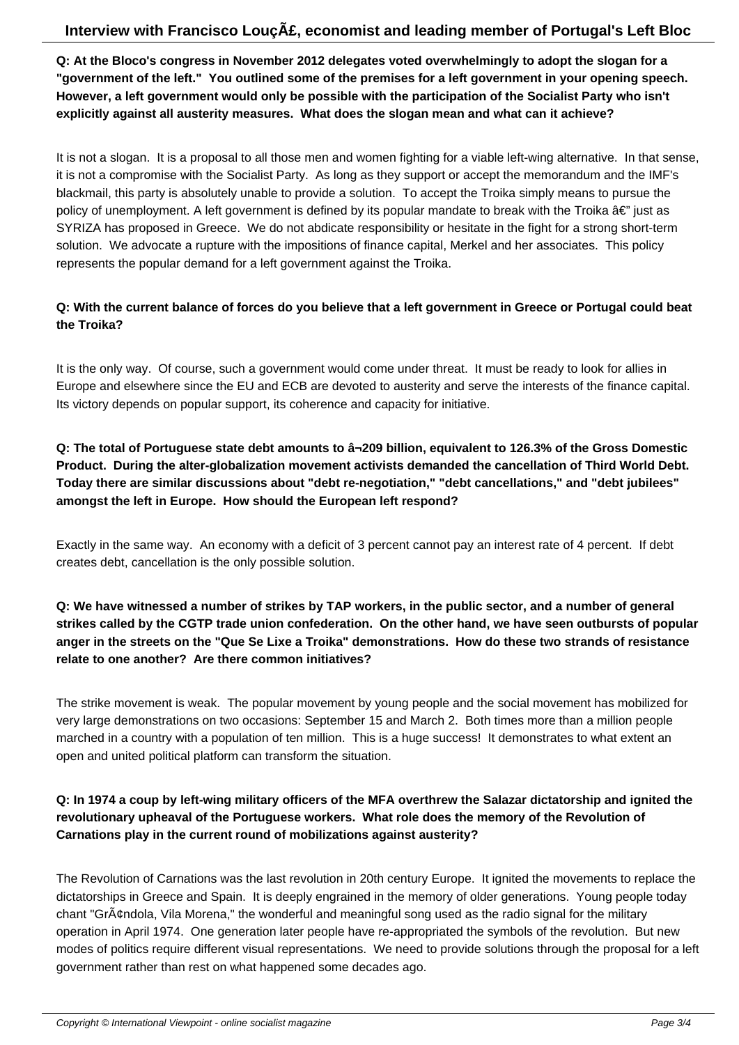**Q: At the Bloco's congress in November 2012 delegates voted overwhelmingly to adopt the slogan for a "government of the left." You outlined some of the premises for a left government in your opening speech. However, a left government would only be possible with the participation of the Socialist Party who isn't explicitly against all austerity measures. What does the slogan mean and what can it achieve?**

It is not a slogan. It is a proposal to all those men and women fighting for a viable left-wing alternative. In that sense, it is not a compromise with the Socialist Party. As long as they support or accept the memorandum and the IMF's blackmail, this party is absolutely unable to provide a solution. To accept the Troika simply means to pursue the policy of unemployment. A left government is defined by its popular mandate to break with the Troika â€" just as SYRIZA has proposed in Greece. We do not abdicate responsibility or hesitate in the fight for a strong short-term solution. We advocate a rupture with the impositions of finance capital, Merkel and her associates. This policy represents the popular demand for a left government against the Troika.

**Q: With the current balance of forces do you believe that a left government in Greece or Portugal could beat the Troika?**

It is the only way. Of course, such a government would come under threat. It must be ready to look for allies in Europe and elsewhere since the EU and ECB are devoted to austerity and serve the interests of the finance capital. Its victory depends on popular support, its coherence and capacity for initiative.

**Q: The total of Portuguese state debt amounts to â‚¬209 billion, equivalent to 126.3% of the Gross Domestic Product. During the alter-globalization movement activists demanded the cancellation of Third World Debt. Today there are similar discussions about "debt re-negotiation," "debt cancellations," and "debt jubilees" amongst the left in Europe. How should the European left respond?**

Exactly in the same way. An economy with a deficit of 3 percent cannot pay an interest rate of 4 percent. If debt creates debt, cancellation is the only possible solution.

**Q: We have witnessed a number of strikes by TAP workers, in the public sector, and a number of general strikes called by the CGTP trade union confederation. On the other hand, we have seen outbursts of popular anger in the streets on the "Que Se Lixe a Troika" demonstrations. How do these two strands of resistance relate to one another? Are there common initiatives?**

The strike movement is weak. The popular movement by young people and the social movement has mobilized for very large demonstrations on two occasions: September 15 and March 2. Both times more than a million people marched in a country with a population of ten million. This is a huge success! It demonstrates to what extent an open and united political platform can transform the situation.

**Q: In 1974 a coup by left-wing military officers of the MFA overthrew the Salazar dictatorship and ignited the revolutionary upheaval of the Portuguese workers. What role does the memory of the Revolution of Carnations play in the current round of mobilizations against austerity?**

The Revolution of Carnations was the last revolution in 20th century Europe. It ignited the movements to replace the dictatorships in Greece and Spain. It is deeply engrained in the memory of older generations. Young people today chant "GrÃ¢ndola, Vila Morena," the wonderful and meaningful song used as the radio signal for the military operation in April 1974. One generation later people have re-appropriated the symbols of the revolution. But new modes of politics require different visual representations. We need to provide solutions through the proposal for a left government rather than rest on what happened some decades ago.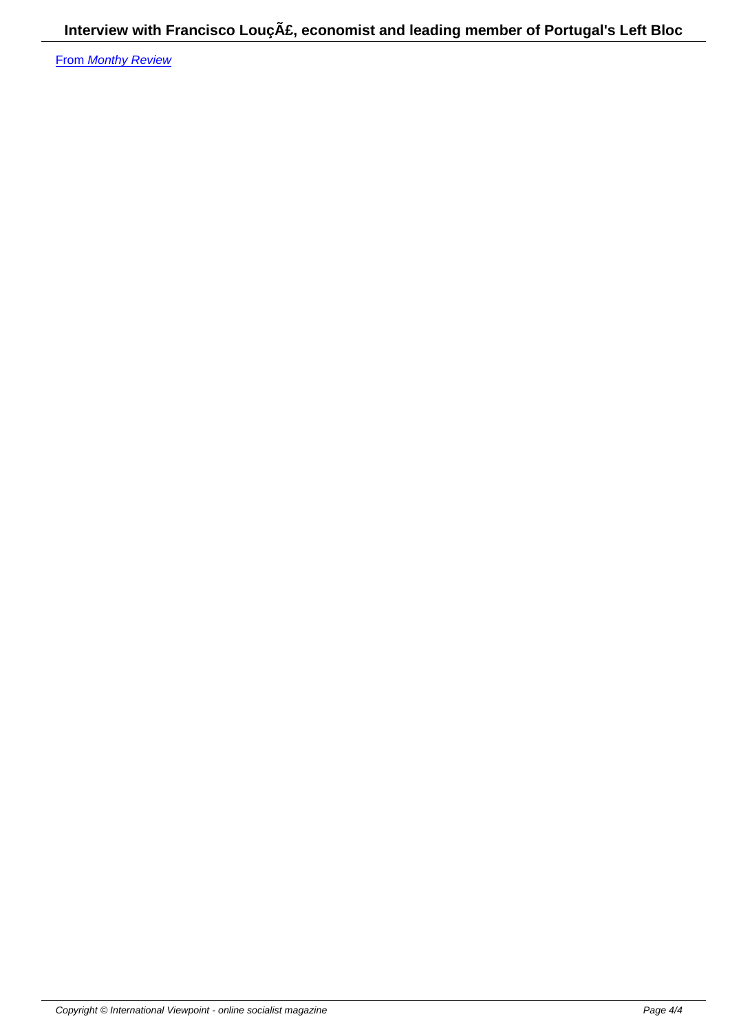[From *Monthy Review*](#)